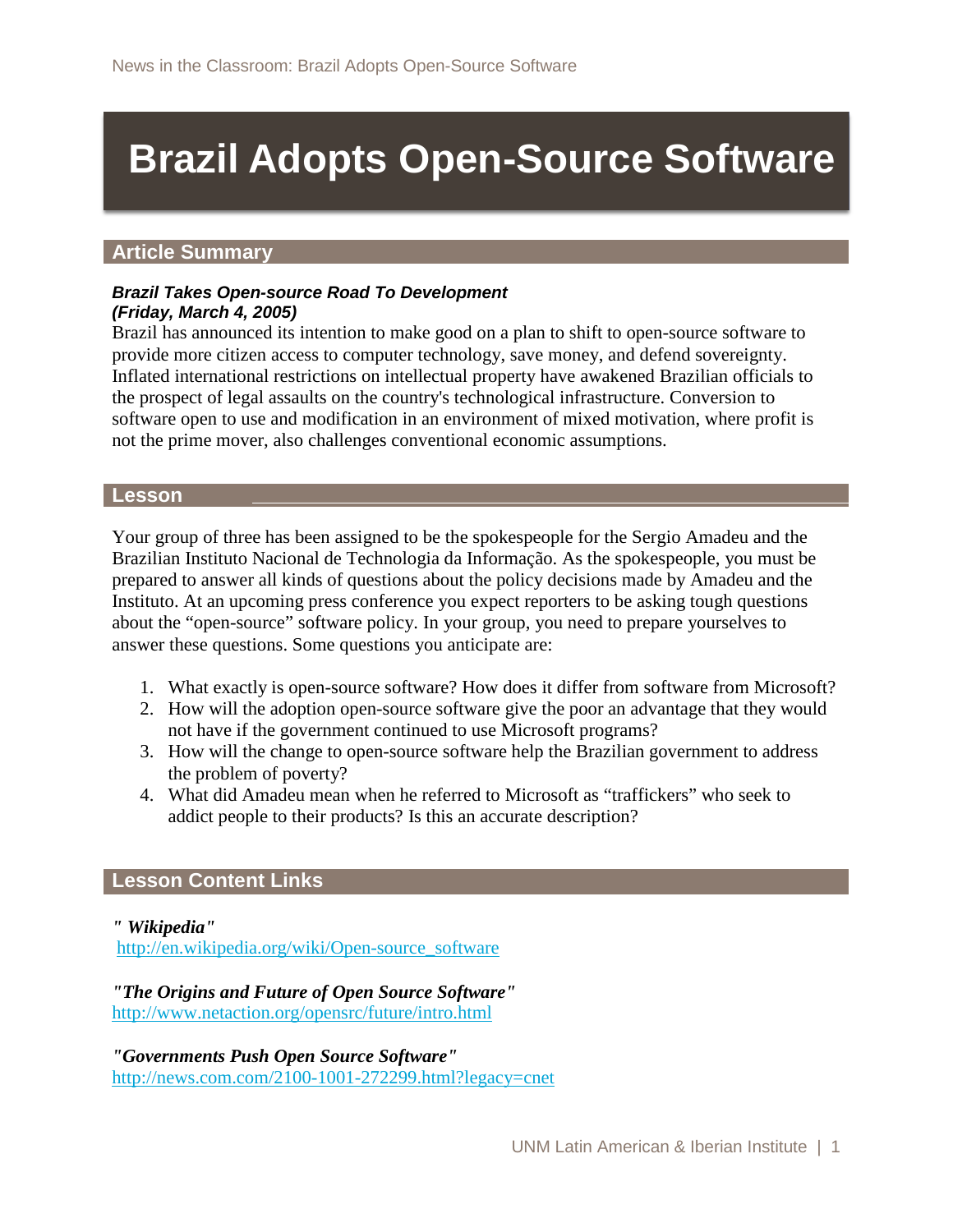# Brazil Adopts Open-Source Software

## Article Summary

***Brazil Takes Open-source Road To Development***
***(Friday, March 4, 2005)***

Brazil has announced its intention to make good on a plan to shift to open-source software to provide more citizen access to computer technology, save money, and defend sovereignty. Inflated international restrictions on intellectual property have awakened Brazilian officials to the prospect of legal assaults on the country's technological infrastructure. Conversion to software open to use and modification in an environment of mixed motivation, where profit is not the prime mover, also challenges conventional economic assumptions.

## Lesson

Your group of three has been assigned to be the spokespeople for the Sergio Amadeu and the Brazilian Instituto Nacional de Technologia da Informação. As the spokespeople, you must be prepared to answer all kinds of questions about the policy decisions made by Amadeu and the Instituto. At an upcoming press conference you expect reporters to be asking tough questions about the "open-source" software policy. In your group, you need to prepare yourselves to answer these questions. Some questions you anticipate are:

1. What exactly is open-source software? How does it differ from software from Microsoft?
2. How will the adoption open-source software give the poor an advantage that they would not have if the government continued to use Microsoft programs?
3. How will the change to open-source software help the Brazilian government to address the problem of poverty?
4. What did Amadeu mean when he referred to Microsoft as "traffickers" who seek to addict people to their products? Is this an accurate description?

## Lesson Content Links

***" Wikipedia"***
http://en.wikipedia.org/wiki/Open-source_software

***"The Origins and Future of Open Source Software"***
http://www.netaction.org/opensrc/future/intro.html

***"Governments Push Open Source Software"***
http://news.com.com/2100-1001-272299.html?legacy=cnet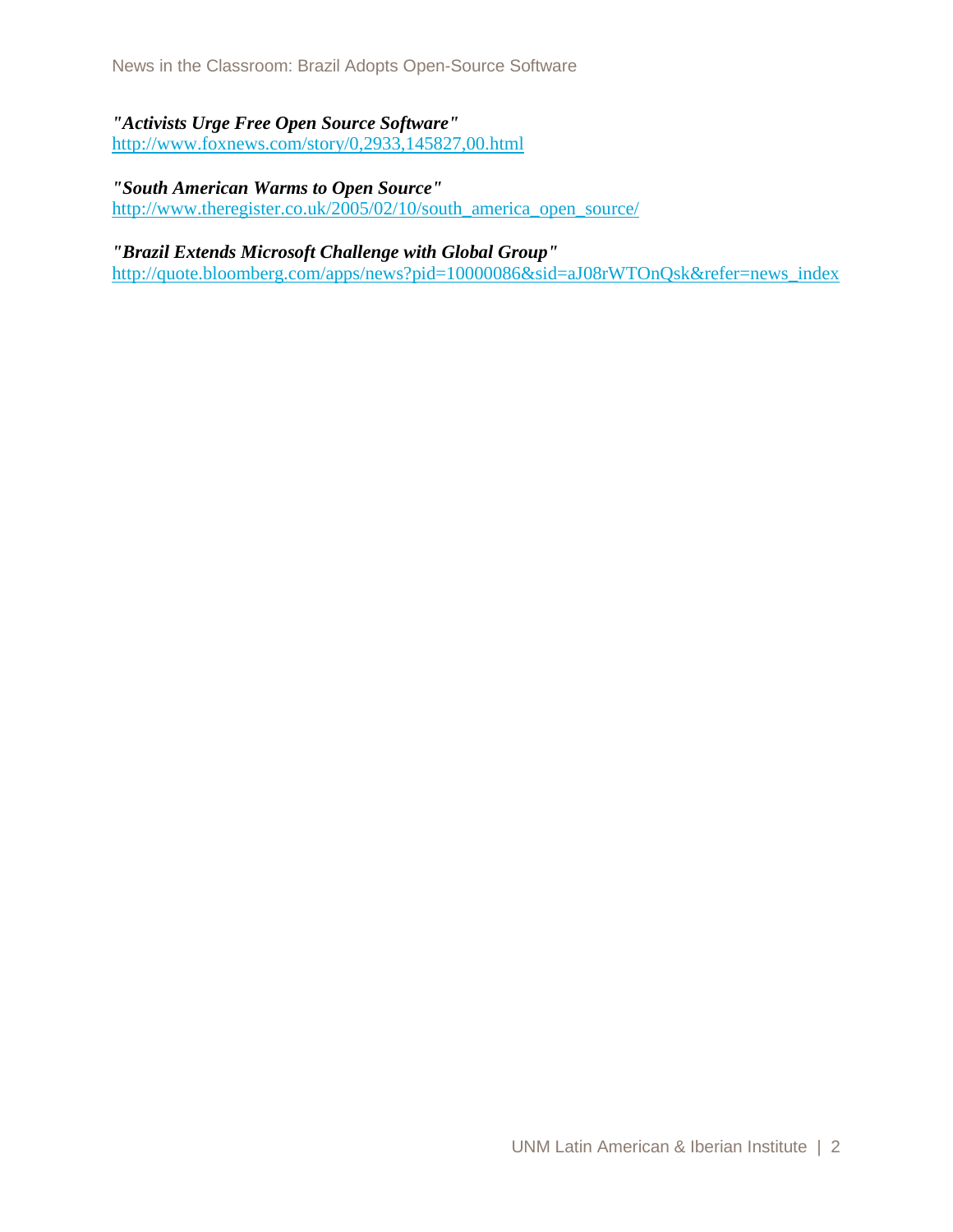***"Activists Urge Free Open Source Software"***
http://www.foxnews.com/story/0,2933,145827,00.html

***"South American Warms to Open Source"***
http://www.theregister.co.uk/2005/02/10/south_america_open_source/

***"Brazil Extends Microsoft Challenge with Global Group"***
http://quote.bloomberg.com/apps/news?pid=10000086&sid=aJ08rWTOnQsk&refer=news_index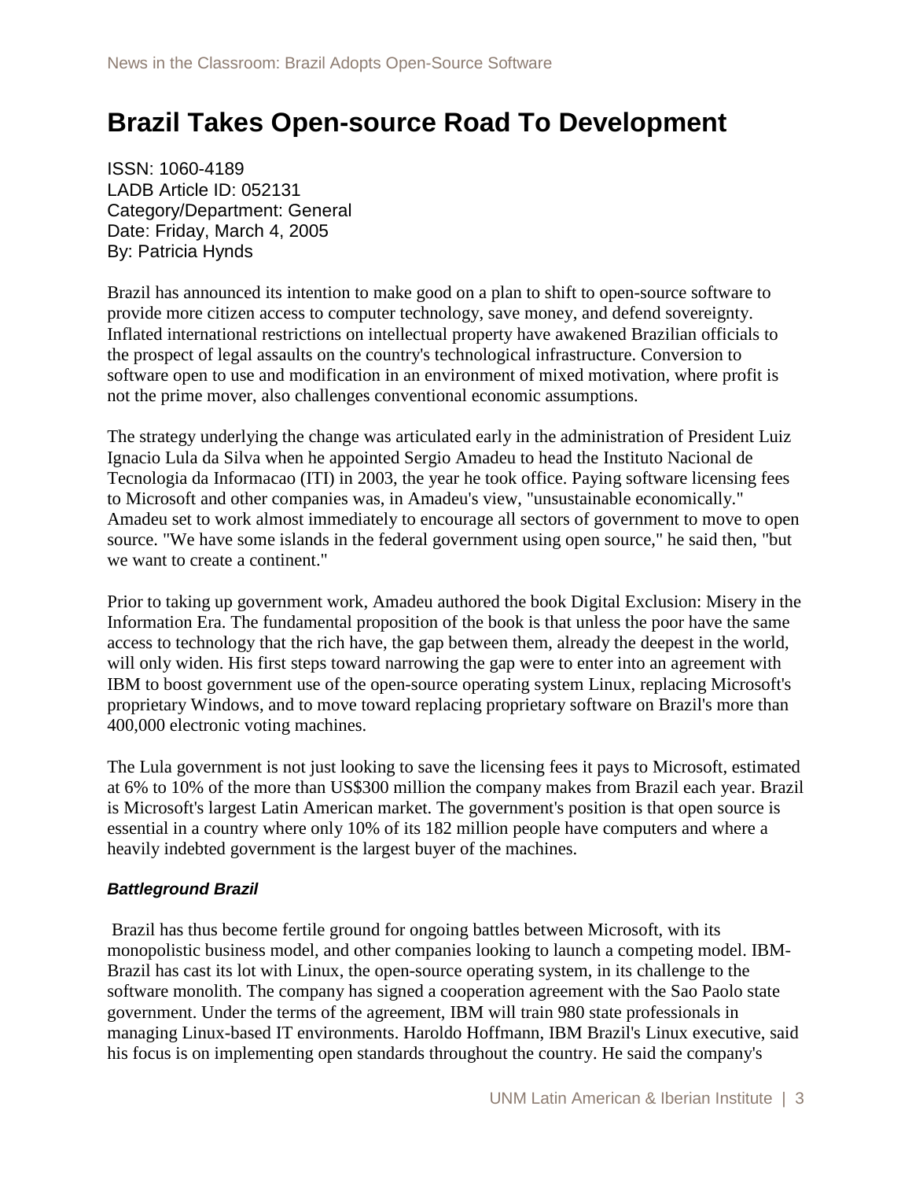# Brazil Takes Open-source Road To Development

ISSN: 1060-4189
LADB Article ID: 052131
Category/Department: General
Date: Friday, March 4, 2005
By: Patricia Hynds

Brazil has announced its intention to make good on a plan to shift to open-source software to provide more citizen access to computer technology, save money, and defend sovereignty. Inflated international restrictions on intellectual property have awakened Brazilian officials to the prospect of legal assaults on the country's technological infrastructure. Conversion to software open to use and modification in an environment of mixed motivation, where profit is not the prime mover, also challenges conventional economic assumptions.

The strategy underlying the change was articulated early in the administration of President Luiz Ignacio Lula da Silva when he appointed Sergio Amadeu to head the Instituto Nacional de Tecnologia da Informacao (ITI) in 2003, the year he took office. Paying software licensing fees to Microsoft and other companies was, in Amadeu's view, "unsustainable economically." Amadeu set to work almost immediately to encourage all sectors of government to move to open source. "We have some islands in the federal government using open source," he said then, "but we want to create a continent."

Prior to taking up government work, Amadeu authored the book Digital Exclusion: Misery in the Information Era. The fundamental proposition of the book is that unless the poor have the same access to technology that the rich have, the gap between them, already the deepest in the world, will only widen. His first steps toward narrowing the gap were to enter into an agreement with IBM to boost government use of the open-source operating system Linux, replacing Microsoft's proprietary Windows, and to move toward replacing proprietary software on Brazil's more than 400,000 electronic voting machines.

The Lula government is not just looking to save the licensing fees it pays to Microsoft, estimated at 6% to 10% of the more than US$300 million the company makes from Brazil each year. Brazil is Microsoft's largest Latin American market. The government's position is that open source is essential in a country where only 10% of its 182 million people have computers and where a heavily indebted government is the largest buyer of the machines.

#### *Battleground Brazil*

Brazil has thus become fertile ground for ongoing battles between Microsoft, with its monopolistic business model, and other companies looking to launch a competing model. IBM-Brazil has cast its lot with Linux, the open-source operating system, in its challenge to the software monolith. The company has signed a cooperation agreement with the Sao Paolo state government. Under the terms of the agreement, IBM will train 980 state professionals in managing Linux-based IT environments. Haroldo Hoffmann, IBM Brazil's Linux executive, said his focus is on implementing open standards throughout the country. He said the company's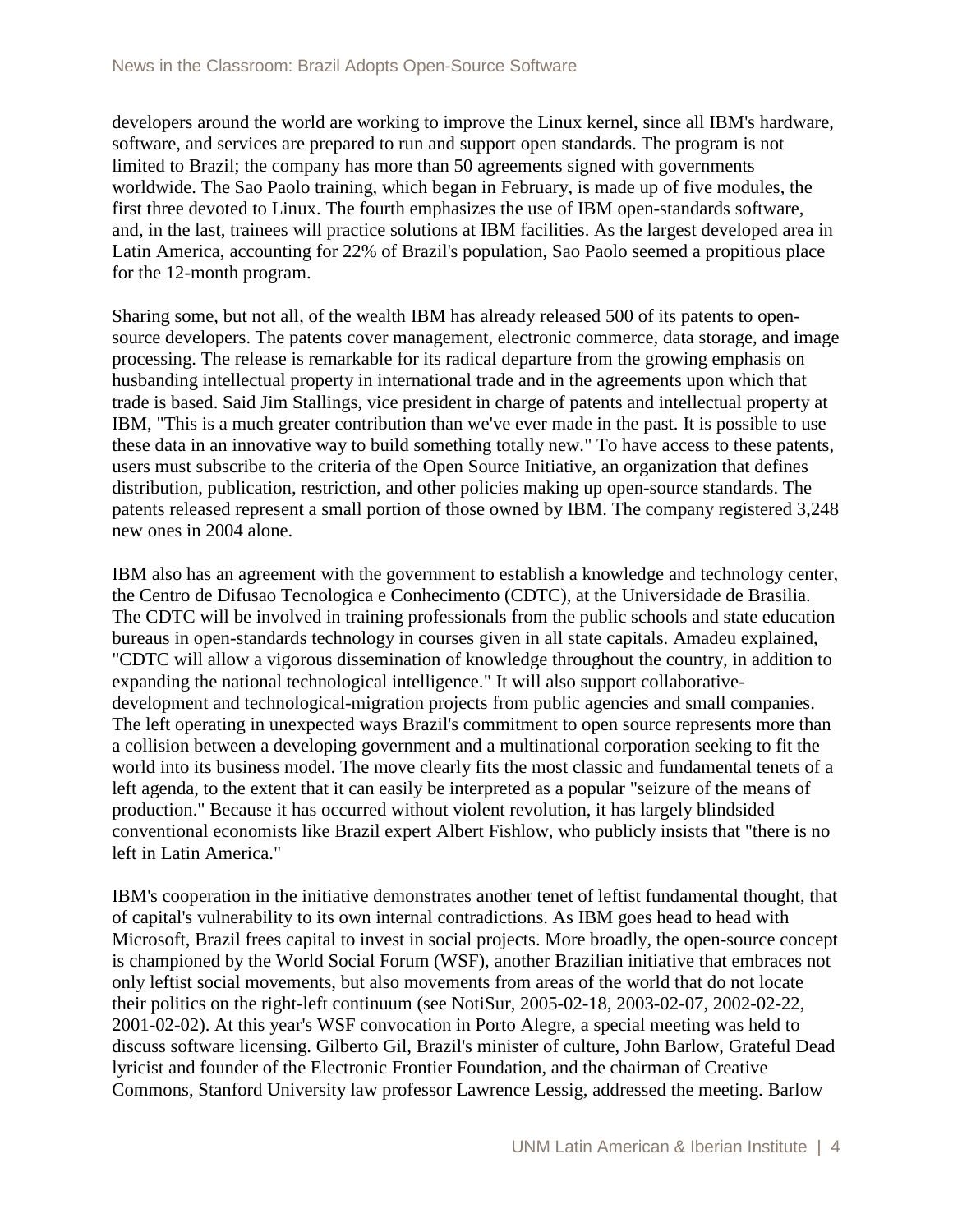developers around the world are working to improve the Linux kernel, since all IBM's hardware, software, and services are prepared to run and support open standards. The program is not limited to Brazil; the company has more than 50 agreements signed with governments worldwide. The Sao Paolo training, which began in February, is made up of five modules, the first three devoted to Linux. The fourth emphasizes the use of IBM open-standards software, and, in the last, trainees will practice solutions at IBM facilities. As the largest developed area in Latin America, accounting for 22% of Brazil's population, Sao Paolo seemed a propitious place for the 12-month program.

Sharing some, but not all, of the wealth IBM has already released 500 of its patents to open-source developers. The patents cover management, electronic commerce, data storage, and image processing. The release is remarkable for its radical departure from the growing emphasis on husbanding intellectual property in international trade and in the agreements upon which that trade is based. Said Jim Stallings, vice president in charge of patents and intellectual property at IBM, "This is a much greater contribution than we've ever made in the past. It is possible to use these data in an innovative way to build something totally new." To have access to these patents, users must subscribe to the criteria of the Open Source Initiative, an organization that defines distribution, publication, restriction, and other policies making up open-source standards. The patents released represent a small portion of those owned by IBM. The company registered 3,248 new ones in 2004 alone.

IBM also has an agreement with the government to establish a knowledge and technology center, the Centro de Difusao Tecnologica e Conhecimento (CDTC), at the Universidade de Brasilia. The CDTC will be involved in training professionals from the public schools and state education bureaus in open-standards technology in courses given in all state capitals. Amadeu explained, "CDTC will allow a vigorous dissemination of knowledge throughout the country, in addition to expanding the national technological intelligence." It will also support collaborative-development and technological-migration projects from public agencies and small companies. The left operating in unexpected ways Brazil's commitment to open source represents more than a collision between a developing government and a multinational corporation seeking to fit the world into its business model. The move clearly fits the most classic and fundamental tenets of a left agenda, to the extent that it can easily be interpreted as a popular "seizure of the means of production." Because it has occurred without violent revolution, it has largely blindsided conventional economists like Brazil expert Albert Fishlow, who publicly insists that "there is no left in Latin America."

IBM's cooperation in the initiative demonstrates another tenet of leftist fundamental thought, that of capital's vulnerability to its own internal contradictions. As IBM goes head to head with Microsoft, Brazil frees capital to invest in social projects. More broadly, the open-source concept is championed by the World Social Forum (WSF), another Brazilian initiative that embraces not only leftist social movements, but also movements from areas of the world that do not locate their politics on the right-left continuum (see NotiSur, 2005-02-18, 2003-02-07, 2002-02-22, 2001-02-02). At this year's WSF convocation in Porto Alegre, a special meeting was held to discuss software licensing. Gilberto Gil, Brazil's minister of culture, John Barlow, Grateful Dead lyricist and founder of the Electronic Frontier Foundation, and the chairman of Creative Commons, Stanford University law professor Lawrence Lessig, addressed the meeting. Barlow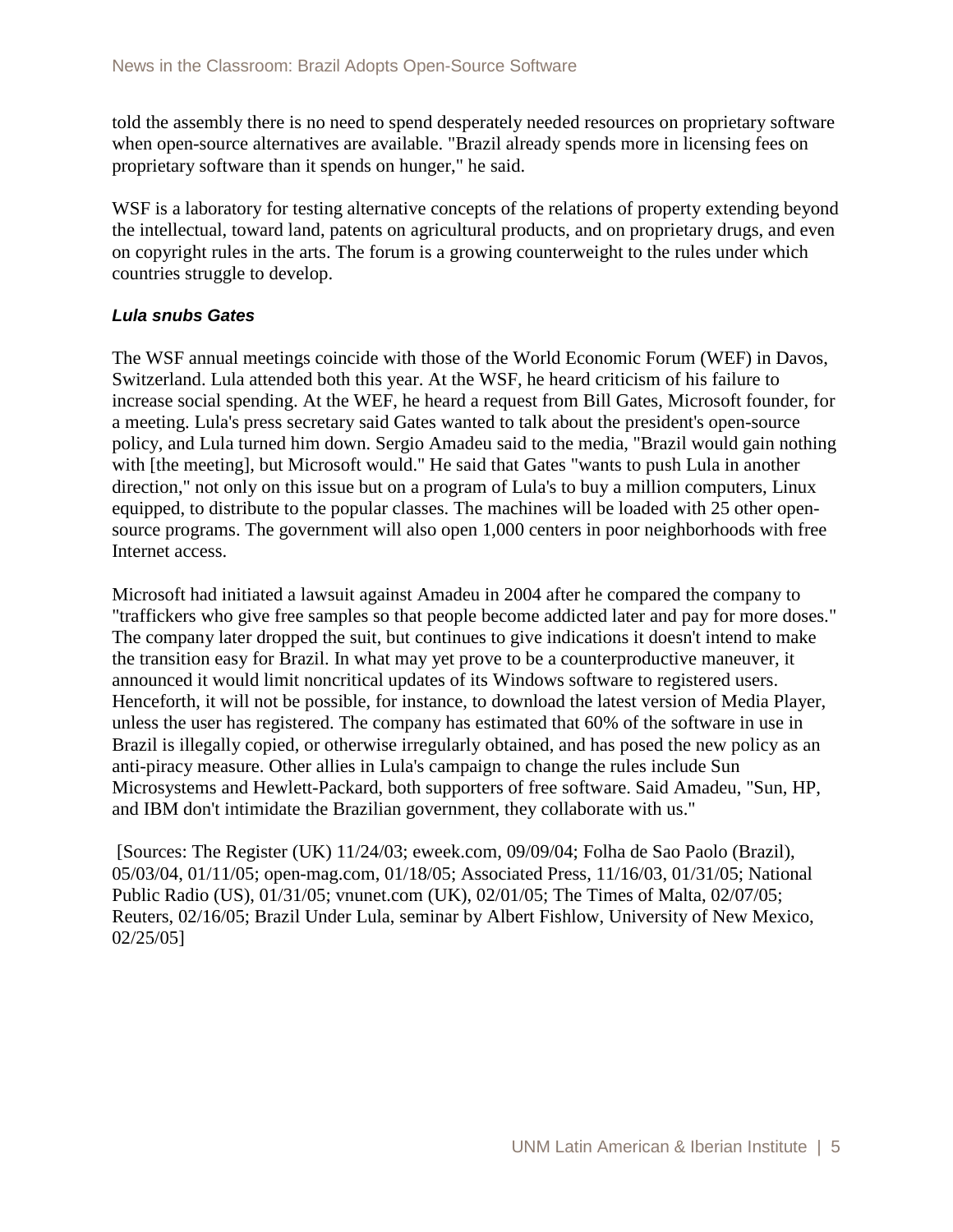told the assembly there is no need to spend desperately needed resources on proprietary software when open-source alternatives are available. "Brazil already spends more in licensing fees on proprietary software than it spends on hunger," he said.

WSF is a laboratory for testing alternative concepts of the relations of property extending beyond the intellectual, toward land, patents on agricultural products, and on proprietary drugs, and even on copyright rules in the arts. The forum is a growing counterweight to the rules under which countries struggle to develop.

### ***Lula snubs Gates***

The WSF annual meetings coincide with those of the World Economic Forum (WEF) in Davos, Switzerland. Lula attended both this year. At the WSF, he heard criticism of his failure to increase social spending. At the WEF, he heard a request from Bill Gates, Microsoft founder, for a meeting. Lula's press secretary said Gates wanted to talk about the president's open-source policy, and Lula turned him down. Sergio Amadeu said to the media, "Brazil would gain nothing with [the meeting], but Microsoft would." He said that Gates "wants to push Lula in another direction," not only on this issue but on a program of Lula's to buy a million computers, Linux equipped, to distribute to the popular classes. The machines will be loaded with 25 other open-source programs. The government will also open 1,000 centers in poor neighborhoods with free Internet access.

Microsoft had initiated a lawsuit against Amadeu in 2004 after he compared the company to "traffickers who give free samples so that people become addicted later and pay for more doses." The company later dropped the suit, but continues to give indications it doesn't intend to make the transition easy for Brazil. In what may yet prove to be a counterproductive maneuver, it announced it would limit noncritical updates of its Windows software to registered users. Henceforth, it will not be possible, for instance, to download the latest version of Media Player, unless the user has registered. The company has estimated that 60% of the software in use in Brazil is illegally copied, or otherwise irregularly obtained, and has posed the new policy as an anti-piracy measure. Other allies in Lula's campaign to change the rules include Sun Microsystems and Hewlett-Packard, both supporters of free software. Said Amadeu, "Sun, HP, and IBM don't intimidate the Brazilian government, they collaborate with us."

[Sources: The Register (UK) 11/24/03; eweek.com, 09/09/04; Folha de Sao Paolo (Brazil), 05/03/04, 01/11/05; open-mag.com, 01/18/05; Associated Press, 11/16/03, 01/31/05; National Public Radio (US), 01/31/05; vnunet.com (UK), 02/01/05; The Times of Malta, 02/07/05; Reuters, 02/16/05; Brazil Under Lula, seminar by Albert Fishlow, University of New Mexico, 02/25/05]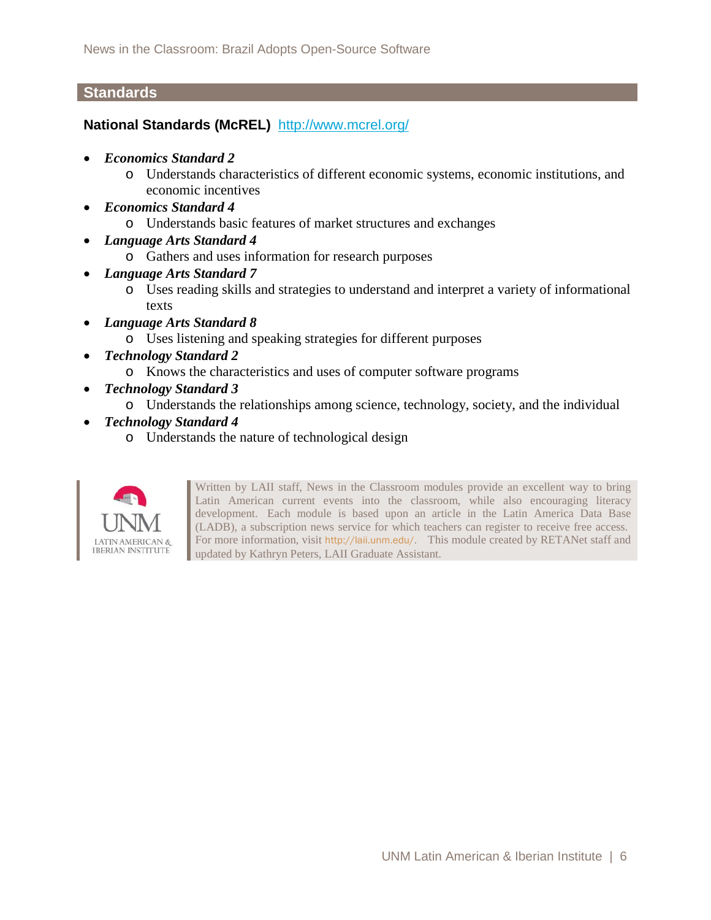## Standards

**National Standards (McREL)** http://www.mcrel.org/

- ***Economics Standard 2***
  - Understands characteristics of different economic systems, economic institutions, and economic incentives
- ***Economics Standard 4***
  - Understands basic features of market structures and exchanges
- ***Language Arts Standard 4***
  - Gathers and uses information for research purposes
- ***Language Arts Standard 7***
  - Uses reading skills and strategies to understand and interpret a variety of informational texts
- ***Language Arts Standard 8***
  - Uses listening and speaking strategies for different purposes
- ***Technology Standard 2***
  - Knows the characteristics and uses of computer software programs
- ***Technology Standard 3***
  - Understands the relationships among science, technology, society, and the individual
- ***Technology Standard 4***
  - Understands the nature of technological design

UNM
LATIN AMERICAN & IBERIAN INSTITUTE

Written by LAII staff, News in the Classroom modules provide an excellent way to bring Latin American current events into the classroom, while also encouraging literacy development. Each module is based upon an article in the Latin America Data Base (LADB), a subscription news service for which teachers can register to receive free access. For more information, visit http://laii.unm.edu/. This module created by RETANet staff and updated by Kathryn Peters, LAII Graduate Assistant.